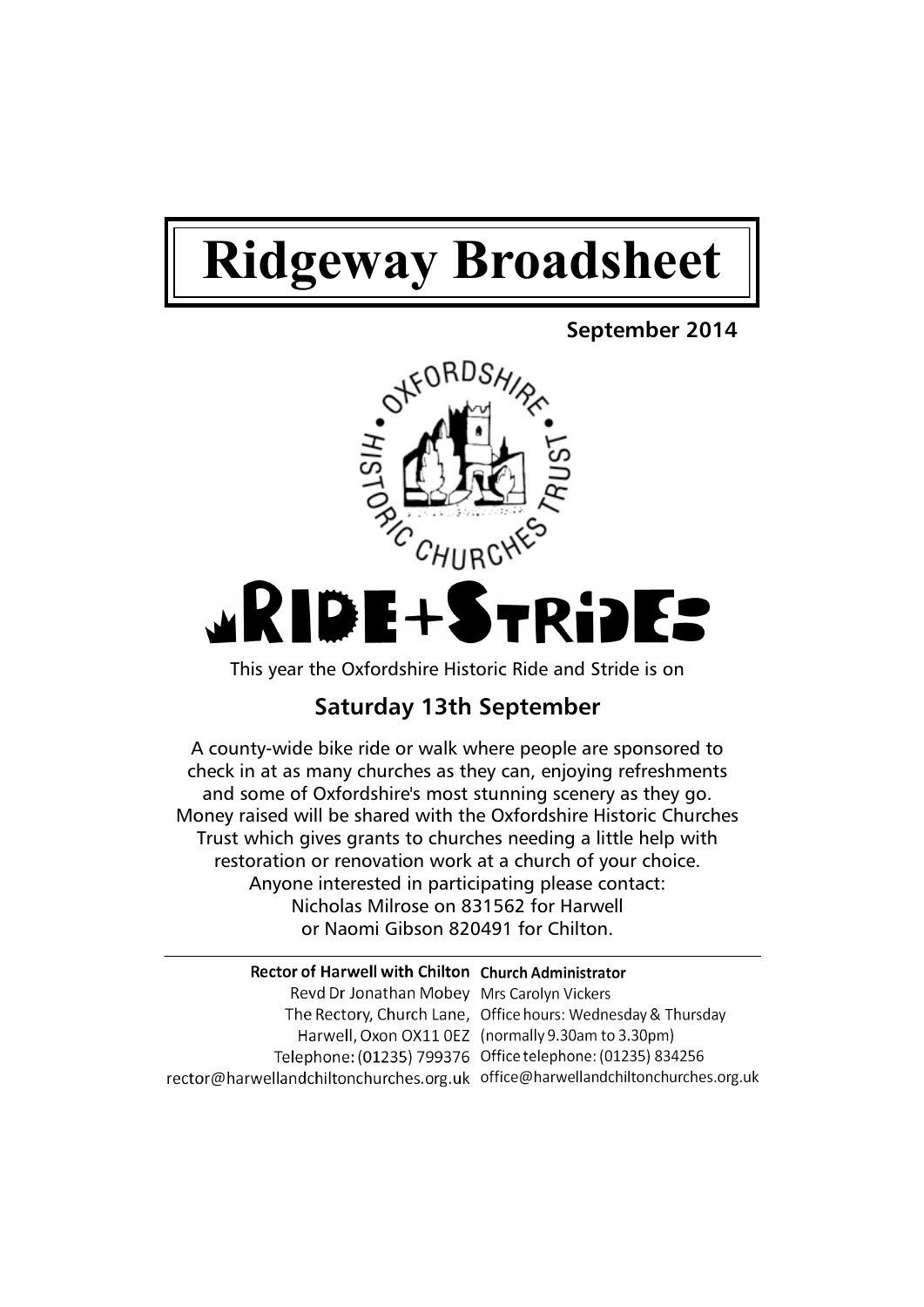# Ridgeway Broadsheet

**September 2014**

OXFORDSHIRE • HISTORIC CHURCHES TRUST •

## RIDE+STRIDE

This year the Oxfordshire Historic Ride and Stride is on

### Saturday 13th September

A county-wide bike ride or walk where people are sponsored to check in at as many churches as they can, enjoying refreshments and some of Oxfordshire's most stunning scenery as they go. Money raised will be shared with the Oxfordshire Historic Churches Trust which gives grants to churches needing a little help with restoration or renovation work at a church of your choice. Anyone interested in participating please contact: Nicholas Milrose on 831562 for Harwell or Naomi Gibson 820491 for Chilton.

---

**Rector of Harwell with Chilton**
Revd Dr Jonathan Mobey
The Rectory, Church Lane,
Harwell, Oxon OX11 0EZ
Telephone: (01235) 799376
rector@harwellandchiltonchurches.org.uk

**Church Administrator**
Mrs Carolyn Vickers
Office hours: Wednesday & Thursday
(normally 9.30am to 3.30pm)
Office telephone: (01235) 834256
office@harwellandchiltonchurches.org.uk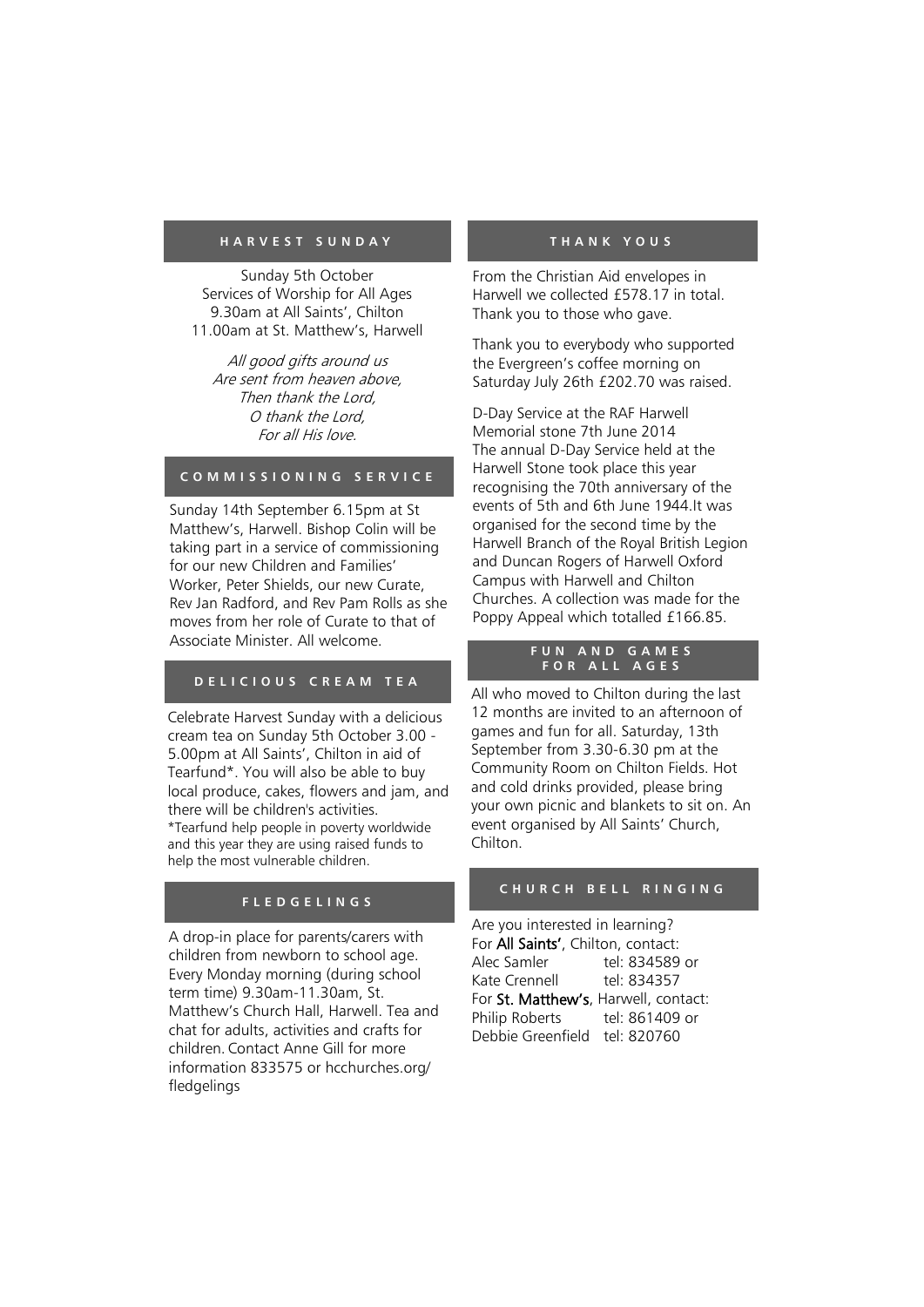## HARVEST SUNDAY

Sunday 5th October
Services of Worship for All Ages
9.30am at All Saints', Chilton
11.00am at St. Matthew's, Harwell

*All good gifts around us*
*Are sent from heaven above,*
*Then thank the Lord,*
*O thank the Lord,*
*For all His love.*

## COMMISSIONING SERVICE

Sunday 14th September 6.15pm at St Matthew's, Harwell. Bishop Colin will be taking part in a service of commissioning for our new Children and Families' Worker, Peter Shields, our new Curate, Rev Jan Radford, and Rev Pam Rolls as she moves from her role of Curate to that of Associate Minister. All welcome.

## DELICIOUS CREAM TEA

Celebrate Harvest Sunday with a delicious cream tea on Sunday 5th October 3.00 - 5.00pm at All Saints', Chilton in aid of Tearfund*. You will also be able to buy local produce, cakes, flowers and jam, and there will be children's activities.

*Tearfund help people in poverty worldwide and this year they are using raised funds to help the most vulnerable children.

## FLEDGELINGS

A drop-in place for parents/carers with children from newborn to school age. Every Monday morning (during school term time) 9.30am-11.30am, St. Matthew's Church Hall, Harwell. Tea and chat for adults, activities and crafts for children. Contact Anne Gill for more information 833575 or hcchurches.org/fledgelings

## THANK YOUS

From the Christian Aid envelopes in Harwell we collected £578.17 in total. Thank you to those who gave.

Thank you to everybody who supported the Evergreen's coffee morning on Saturday July 26th £202.70 was raised.

D-Day Service at the RAF Harwell Memorial stone 7th June 2014
The annual D-Day Service held at the Harwell Stone took place this year recognising the 70th anniversary of the events of 5th and 6th June 1944.It was organised for the second time by the Harwell Branch of the Royal British Legion and Duncan Rogers of Harwell Oxford Campus with Harwell and Chilton Churches. A collection was made for the Poppy Appeal which totalled £166.85.

## FUN AND GAMES FOR ALL AGES

All who moved to Chilton during the last 12 months are invited to an afternoon of games and fun for all. Saturday, 13th September from 3.30-6.30 pm at the Community Room on Chilton Fields. Hot and cold drinks provided, please bring your own picnic and blankets to sit on. An event organised by All Saints' Church, Chilton.

## CHURCH BELL RINGING

Are you interested in learning?
For **All Saints'**, Chilton, contact:
Alec Samler tel: 834589 or
Kate Crennell tel: 834357
For **St. Matthew's**, Harwell, contact:
Philip Roberts tel: 861409 or
Debbie Greenfield tel: 820760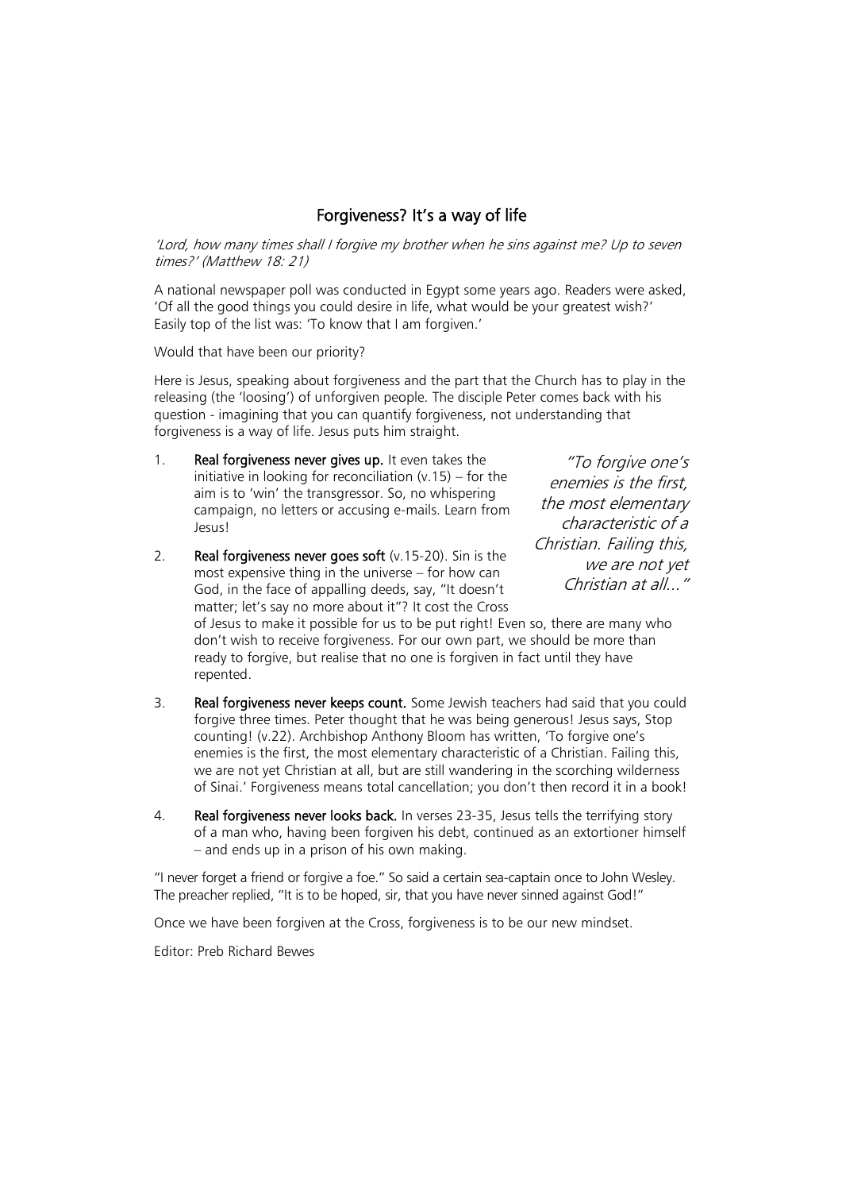## Forgiveness? It's a way of life

*'Lord, how many times shall I forgive my brother when he sins against me? Up to seven times?' (Matthew 18: 21)*

A national newspaper poll was conducted in Egypt some years ago. Readers were asked, 'Of all the good things you could desire in life, what would be your greatest wish?' Easily top of the list was: 'To know that I am forgiven.'

Would that have been our priority?

Here is Jesus, speaking about forgiveness and the part that the Church has to play in the releasing (the 'loosing') of unforgiven people. The disciple Peter comes back with his question - imagining that you can quantify forgiveness, not understanding that forgiveness is a way of life. Jesus puts him straight.

*"To forgive one's enemies is the first, the most elementary characteristic of a Christian. Failing this, we are not yet Christian at all…"*

1. **Real forgiveness never gives up.** It even takes the initiative in looking for reconciliation (v.15) – for the aim is to 'win' the transgressor. So, no whispering campaign, no letters or accusing e-mails. Learn from Jesus!

2. **Real forgiveness never goes soft** (v.15-20). Sin is the most expensive thing in the universe – for how can God, in the face of appalling deeds, say, "It doesn't matter; let's say no more about it"? It cost the Cross of Jesus to make it possible for us to be put right! Even so, there are many who don't wish to receive forgiveness. For our own part, we should be more than ready to forgive, but realise that no one is forgiven in fact until they have repented.

3. **Real forgiveness never keeps count.** Some Jewish teachers had said that you could forgive three times. Peter thought that he was being generous! Jesus says, Stop counting! (v.22). Archbishop Anthony Bloom has written, 'To forgive one's enemies is the first, the most elementary characteristic of a Christian. Failing this, we are not yet Christian at all, but are still wandering in the scorching wilderness of Sinai.' Forgiveness means total cancellation; you don't then record it in a book!

4. **Real forgiveness never looks back.** In verses 23-35, Jesus tells the terrifying story of a man who, having been forgiven his debt, continued as an extortioner himself – and ends up in a prison of his own making.

"I never forget a friend or forgive a foe." So said a certain sea-captain once to John Wesley. The preacher replied, "It is to be hoped, sir, that you have never sinned against God!"

Once we have been forgiven at the Cross, forgiveness is to be our new mindset.

Editor: Preb Richard Bewes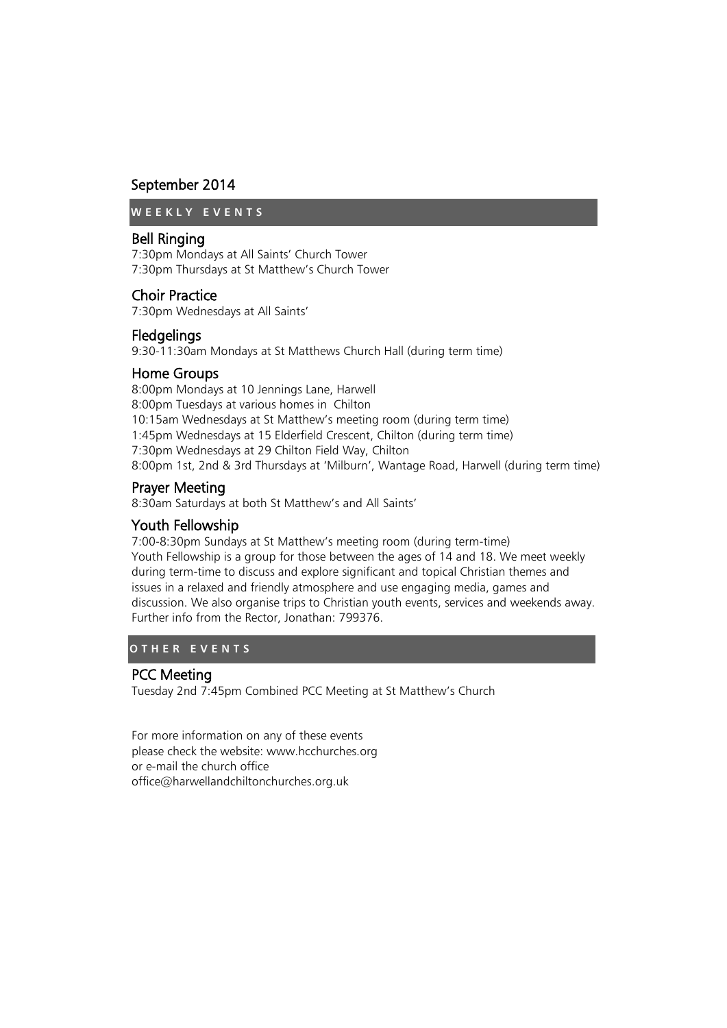# September 2014

## WEEKLY EVENTS

### Bell Ringing

7:30pm Mondays at All Saints' Church Tower
7:30pm Thursdays at St Matthew's Church Tower

### Choir Practice

7:30pm Wednesdays at All Saints'

### Fledgelings

9:30-11:30am Mondays at St Matthews Church Hall (during term time)

### Home Groups

8:00pm Mondays at 10 Jennings Lane, Harwell
8:00pm Tuesdays at various homes in Chilton
10:15am Wednesdays at St Matthew's meeting room (during term time)
1:45pm Wednesdays at 15 Elderfield Crescent, Chilton (during term time)
7:30pm Wednesdays at 29 Chilton Field Way, Chilton
8:00pm 1st, 2nd & 3rd Thursdays at 'Milburn', Wantage Road, Harwell (during term time)

### Prayer Meeting

8:30am Saturdays at both St Matthew's and All Saints'

### Youth Fellowship

7:00-8:30pm Sundays at St Matthew's meeting room (during term-time)
Youth Fellowship is a group for those between the ages of 14 and 18. We meet weekly during term-time to discuss and explore significant and topical Christian themes and issues in a relaxed and friendly atmosphere and use engaging media, games and discussion. We also organise trips to Christian youth events, services and weekends away. Further info from the Rector, Jonathan: 799376.

## OTHER EVENTS

### PCC Meeting

Tuesday 2nd 7:45pm Combined PCC Meeting at St Matthew's Church

For more information on any of these events
please check the website: www.hcchurches.org
or e-mail the church office
office@harwellandchiltonchurches.org.uk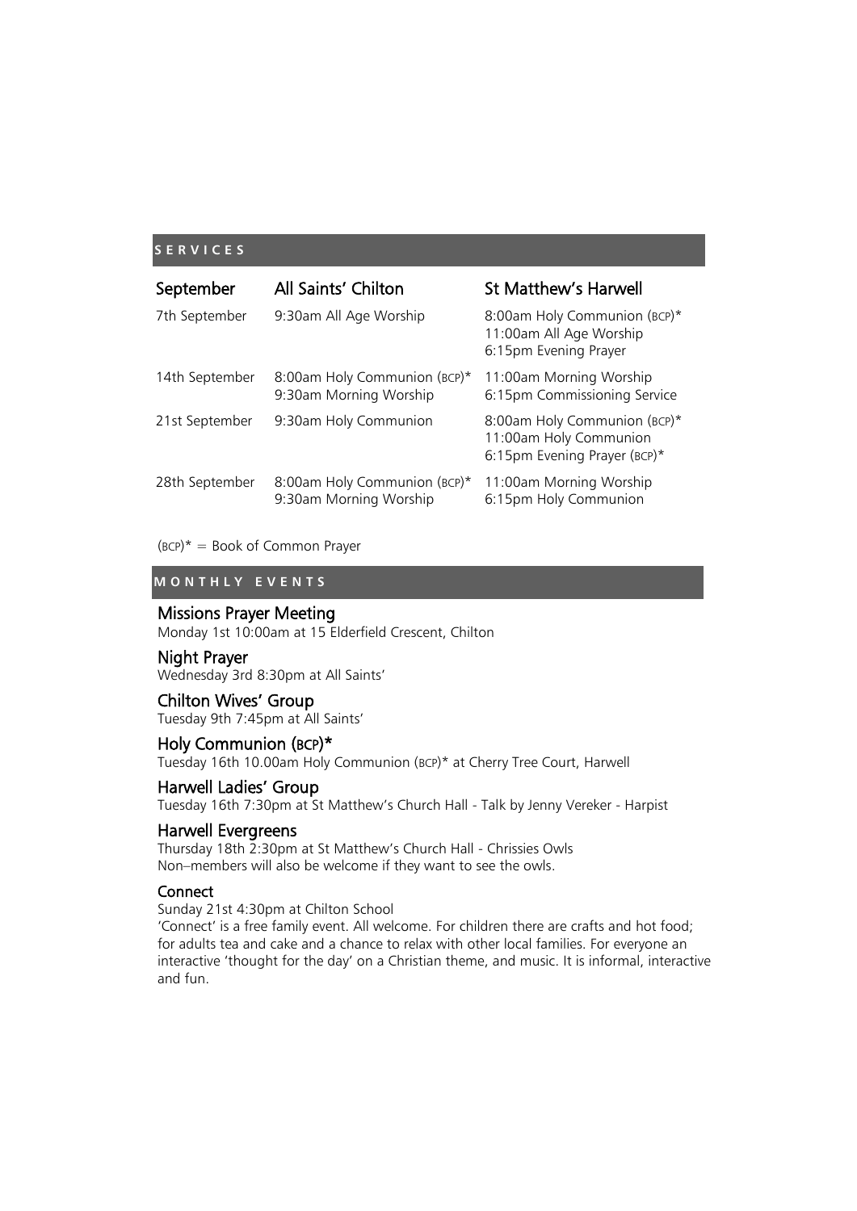## SERVICES

| September | All Saints' Chilton | St Matthew's Harwell |
|---|---|---|
| 7th September | 9:30am All Age Worship | 8:00am Holy Communion (BCP)*<br>11:00am All Age Worship<br>6:15pm Evening Prayer |
| 14th September | 8:00am Holy Communion (BCP)*<br>9:30am Morning Worship | 11:00am Morning Worship<br>6:15pm Commissioning Service |
| 21st September | 9:30am Holy Communion | 8:00am Holy Communion (BCP)*<br>11:00am Holy Communion<br>6:15pm Evening Prayer (BCP)* |
| 28th September | 8:00am Holy Communion (BCP)*<br>9:30am Morning Worship | 11:00am Morning Worship<br>6:15pm Holy Communion |

(BCP)* = Book of Common Prayer

## MONTHLY EVENTS

### Missions Prayer Meeting
Monday 1st 10:00am at 15 Elderfield Crescent, Chilton

### Night Prayer
Wednesday 3rd 8:30pm at All Saints'

### Chilton Wives' Group
Tuesday 9th 7:45pm at All Saints'

### Holy Communion (BCP)*
Tuesday 16th 10.00am Holy Communion (BCP)* at Cherry Tree Court, Harwell

### Harwell Ladies' Group
Tuesday 16th 7:30pm at St Matthew's Church Hall - Talk by Jenny Vereker - Harpist

### Harwell Evergreens
Thursday 18th 2:30pm at St Matthew's Church Hall - Chrissies Owls
Non–members will also be welcome if they want to see the owls.

### Connect
Sunday 21st 4:30pm at Chilton School
'Connect' is a free family event. All welcome. For children there are crafts and hot food; for adults tea and cake and a chance to relax with other local families. For everyone an interactive 'thought for the day' on a Christian theme, and music. It is informal, interactive and fun.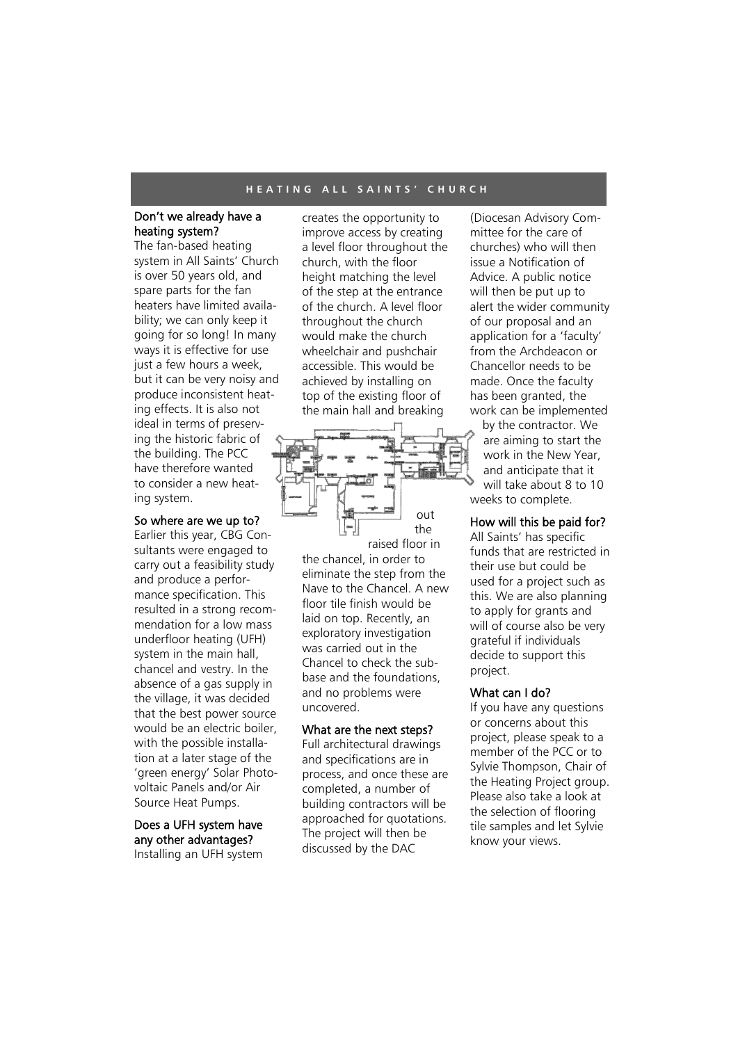## HEATING ALL SAINTS' CHURCH

### Don't we already have a heating system?

The fan-based heating system in All Saints' Church is over 50 years old, and spare parts for the fan heaters have limited availability; we can only keep it going for so long! In many ways it is effective for use just a few hours a week, but it can be very noisy and produce inconsistent heating effects. It is also not ideal in terms of preserving the historic fabric of the building. The PCC have therefore wanted to consider a new heating system.

### So where are we up to?

Earlier this year, CBG Consultants were engaged to carry out a feasibility study and produce a performance specification. This resulted in a strong recommendation for a low mass underfloor heating (UFH) system in the main hall, chancel and vestry. In the absence of a gas supply in the village, it was decided that the best power source would be an electric boiler, with the possible installation at a later stage of the 'green energy' Solar Photovoltaic Panels and/or Air Source Heat Pumps.

### Does a UFH system have any other advantages?

Installing an UFH system creates the opportunity to improve access by creating a level floor throughout the church, with the floor height matching the level of the step at the entrance of the church. A level floor throughout the church would make the church wheelchair and pushchair accessible. This would be achieved by installing on top of the existing floor of the main hall and breaking out the raised floor in the chancel, in order to eliminate the step from the Nave to the Chancel. A new floor tile finish would be laid on top. Recently, an exploratory investigation was carried out in the Chancel to check the sub-base and the foundations, and no problems were uncovered.

### What are the next steps?

Full architectural drawings and specifications are in process, and once these are completed, a number of building contractors will be approached for quotations. The project will then be discussed by the DAC (Diocesan Advisory Committee for the care of churches) who will then issue a Notification of Advice. A public notice will then be put up to alert the wider community of our proposal and an application for a 'faculty' from the Archdeacon or Chancellor needs to be made. Once the faculty has been granted, the work can be implemented by the contractor. We are aiming to start the work in the New Year, and anticipate that it will take about 8 to 10 weeks to complete.

### How will this be paid for?

All Saints' has specific funds that are restricted in their use but could be used for a project such as this. We are also planning to apply for grants and will of course also be very grateful if individuals decide to support this project.

### What can I do?

If you have any questions or concerns about this project, please speak to a member of the PCC or to Sylvie Thompson, Chair of the Heating Project group. Please also take a look at the selection of flooring tile samples and let Sylvie know your views.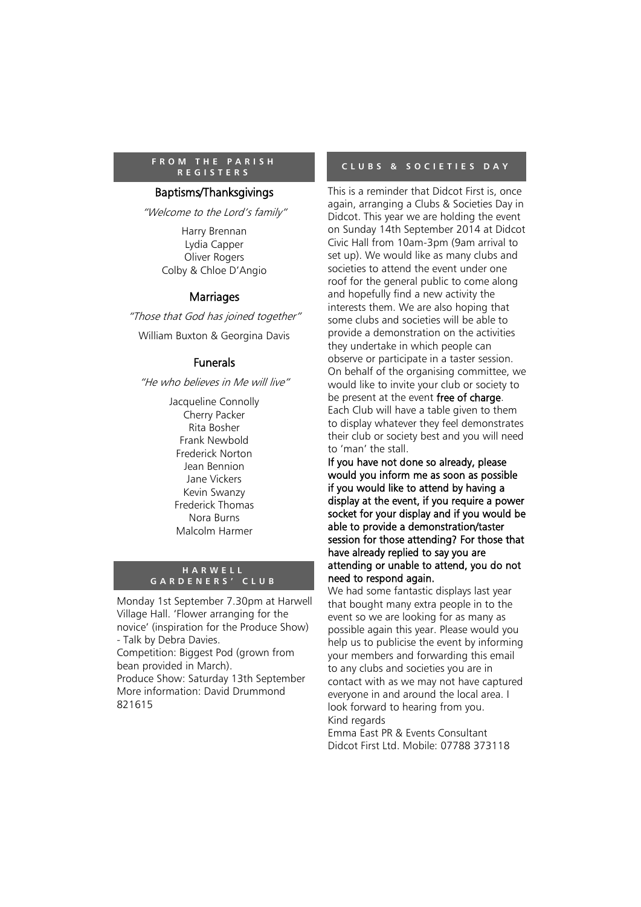## FROM THE PARISH REGISTERS

### Baptisms/Thanksgivings

*"Welcome to the Lord's family"*

Harry Brennan
Lydia Capper
Oliver Rogers
Colby & Chloe D'Angio

### Marriages

*"Those that God has joined together"*

William Buxton & Georgina Davis

### Funerals

*"He who believes in Me will live"*

Jacqueline Connolly
Cherry Packer
Rita Bosher
Frank Newbold
Frederick Norton
Jean Bennion
Jane Vickers
Kevin Swanzy
Frederick Thomas
Nora Burns
Malcolm Harmer

## HARWELL GARDENERS' CLUB

Monday 1st September 7.30pm at Harwell Village Hall. 'Flower arranging for the novice' (inspiration for the Produce Show) - Talk by Debra Davies.
Competition: Biggest Pod (grown from bean provided in March).
Produce Show: Saturday 13th September
More information: David Drummond 821615

## CLUBS & SOCIETIES DAY

This is a reminder that Didcot First is, once again, arranging a Clubs & Societies Day in Didcot. This year we are holding the event on Sunday 14th September 2014 at Didcot Civic Hall from 10am-3pm (9am arrival to set up). We would like as many clubs and societies to attend the event under one roof for the general public to come along and hopefully find a new activity the interests them. We are also hoping that some clubs and societies will be able to provide a demonstration on the activities they undertake in which people can observe or participate in a taster session. On behalf of the organising committee, we would like to invite your club or society to be present at the event **free of charge**. Each Club will have a table given to them to display whatever they feel demonstrates their club or society best and you will need to 'man' the stall.

**If you have not done so already, please would you inform me as soon as possible if you would like to attend by having a display at the event, if you require a power socket for your display and if you would be able to provide a demonstration/taster session for those attending? For those that have already replied to say you are attending or unable to attend, you do not need to respond again.**

We had some fantastic displays last year that bought many extra people in to the event so we are looking for as many as possible again this year. Please would you help us to publicise the event by informing your members and forwarding this email to any clubs and societies you are in contact with as we may not have captured everyone in and around the local area. I look forward to hearing from you.

Kind regards
Emma East PR & Events Consultant
Didcot First Ltd. Mobile: 07788 373118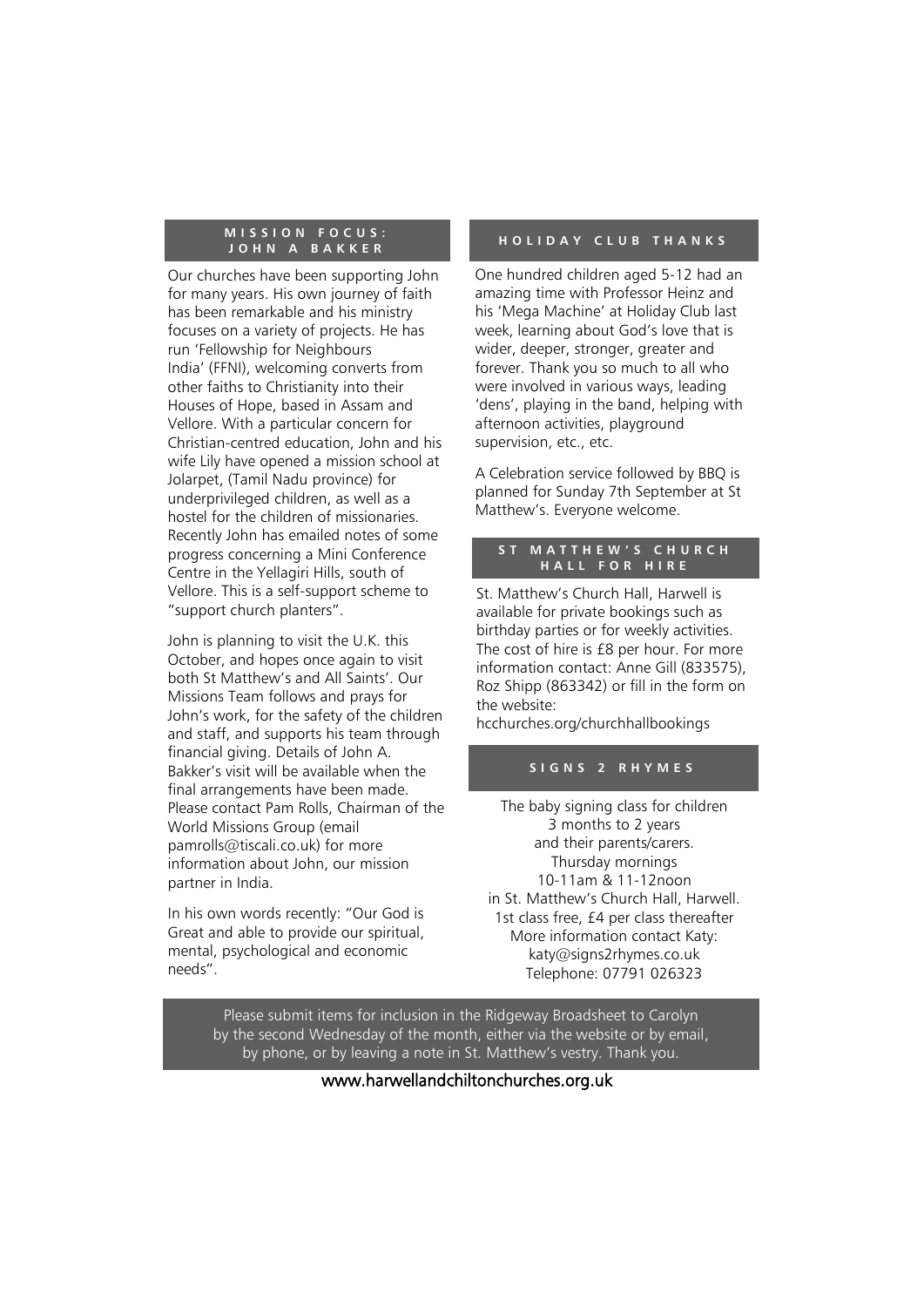## MISSION FOCUS: JOHN A BAKKER

Our churches have been supporting John for many years. His own journey of faith has been remarkable and his ministry focuses on a variety of projects. He has run 'Fellowship for Neighbours India' (FFNI), welcoming converts from other faiths to Christianity into their Houses of Hope, based in Assam and Vellore. With a particular concern for Christian-centred education, John and his wife Lily have opened a mission school at Jolarpet, (Tamil Nadu province) for underprivileged children, as well as a hostel for the children of missionaries. Recently John has emailed notes of some progress concerning a Mini Conference Centre in the Yellagiri Hills, south of Vellore. This is a self-support scheme to "support church planters".

John is planning to visit the U.K. this October, and hopes once again to visit both St Matthew's and All Saints'. Our Missions Team follows and prays for John's work, for the safety of the children and staff, and supports his team through financial giving. Details of John A. Bakker's visit will be available when the final arrangements have been made. Please contact Pam Rolls, Chairman of the World Missions Group (email pamrolls@tiscali.co.uk) for more information about John, our mission partner in India.

In his own words recently: "Our God is Great and able to provide our spiritual, mental, psychological and economic needs".

## HOLIDAY CLUB THANKS

One hundred children aged 5-12 had an amazing time with Professor Heinz and his 'Mega Machine' at Holiday Club last week, learning about God's love that is wider, deeper, stronger, greater and forever. Thank you so much to all who were involved in various ways, leading 'dens', playing in the band, helping with afternoon activities, playground supervision, etc., etc.

A Celebration service followed by BBQ is planned for Sunday 7th September at St Matthew's. Everyone welcome.

## ST MATTHEW'S CHURCH HALL FOR HIRE

St. Matthew's Church Hall, Harwell is available for private bookings such as birthday parties or for weekly activities. The cost of hire is £8 per hour. For more information contact: Anne Gill (833575), Roz Shipp (863342) or fill in the form on the website:
hcchurches.org/churchhallbookings

## SIGNS 2 RHYMES

The baby signing class for children
3 months to 2 years
and their parents/carers.
Thursday mornings
10-11am & 11-12noon
in St. Matthew's Church Hall, Harwell.
1st class free, £4 per class thereafter
More information contact Katy:
katy@signs2rhymes.co.uk
Telephone: 07791 026323

Please submit items for inclusion in the Ridgeway Broadsheet to Carolyn by the second Wednesday of the month, either via the website or by email, by phone, or by leaving a note in St. Matthew's vestry. Thank you.

www.harwellandchiltonchurches.org.uk